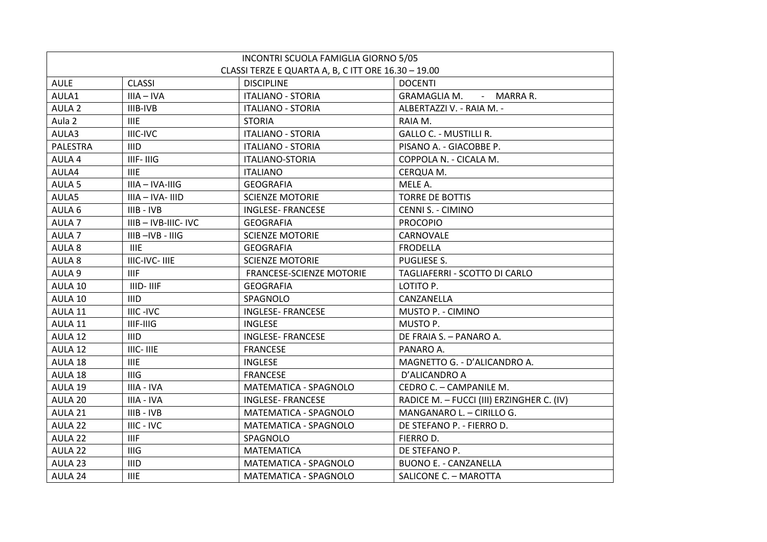| INCONTRI SCUOLA FAMIGLIA GIORNO 5/05<br>CLASSI TERZE E QUARTA A, B, C ITT ORE 16.30 – 19.00 | | | |
|---|---|---|---|
| AULE | CLASSI | DISCIPLINE | DOCENTI |
| AULA1 | IIIA – IVA | ITALIANO - STORIA | GRAMAGLIA M. - MARRA R. |
| AULA 2 | IIIB-IVB | ITALIANO - STORIA | ALBERTAZZI V. - RAIA M. - |
| Aula 2 | IIIE | STORIA | RAIA M. |
| AULA3 | IIIC-IVC | ITALIANO - STORIA | GALLO C. - MUSTILLI R. |
| PALESTRA | IIID | ITALIANO - STORIA | PISANO A. - GIACOBBE P. |
| AULA 4 | IIIF- IIIG | ITALIANO-STORIA | COPPOLA N. - CICALA M. |
| AULA4 | IIIE | ITALIANO | CERQUA M. |
| AULA 5 | IIIA – IVA-IIIG | GEOGRAFIA | MELE A. |
| AULA5 | IIIA – IVA- IIID | SCIENZE MOTORIE | TORRE DE BOTTIS |
| AULA 6 | IIIB - IVB | INGLESE- FRANCESE | CENNI S. - CIMINO |
| AULA 7 | IIIB – IVB-IIIC- IVC | GEOGRAFIA | PROCOPIO |
| AULA 7 | IIIB –IVB - IIIG | SCIENZE MOTORIE | CARNOVALE |
| AULA 8 | IIIE | GEOGRAFIA | FRODELLA |
| AULA 8 | IIIC-IVC- IIIE | SCIENZE MOTORIE | PUGLIESE S. |
| AULA 9 | IIIF | FRANCESE-SCIENZE MOTORIE | TAGLIAFERRI - SCOTTO DI CARLO |
| AULA 10 | IIID- IIIF | GEOGRAFIA | LOTITO P. |
| AULA 10 | IIID | SPAGNOLO | CANZANELLA |
| AULA 11 | IIIC -IVC | INGLESE- FRANCESE | MUSTO P. - CIMINO |
| AULA 11 | IIIF-IIIG | INGLESE | MUSTO P. |
| AULA 12 | IIID | INGLESE- FRANCESE | DE FRAIA S. – PANARO A. |
| AULA 12 | IIIC- IIIE | FRANCESE | PANARO A. |
| AULA 18 | IIIE | INGLESE | MAGNETTO G. - D’ALICANDRO A. |
| AULA 18 | IIIG | FRANCESE | D’ALICANDRO A |
| AULA 19 | IIIA - IVA | MATEMATICA - SPAGNOLO | CEDRO C. – CAMPANILE M. |
| AULA 20 | IIIA - IVA | INGLESE- FRANCESE | RADICE M. – FUCCI (III) ERZINGHER C. (IV) |
| AULA 21 | IIIB - IVB | MATEMATICA - SPAGNOLO | MANGANARO L. – CIRILLO G. |
| AULA 22 | IIIC - IVC | MATEMATICA - SPAGNOLO | DE STEFANO P. - FIERRO D. |
| AULA 22 | IIIF | SPAGNOLO | FIERRO D. |
| AULA 22 | IIIG | MATEMATICA | DE STEFANO P. |
| AULA 23 | IIID | MATEMATICA - SPAGNOLO | BUONO E. - CANZANELLA |
| AULA 24 | IIIE | MATEMATICA - SPAGNOLO | SALICONE C. – MAROTTA |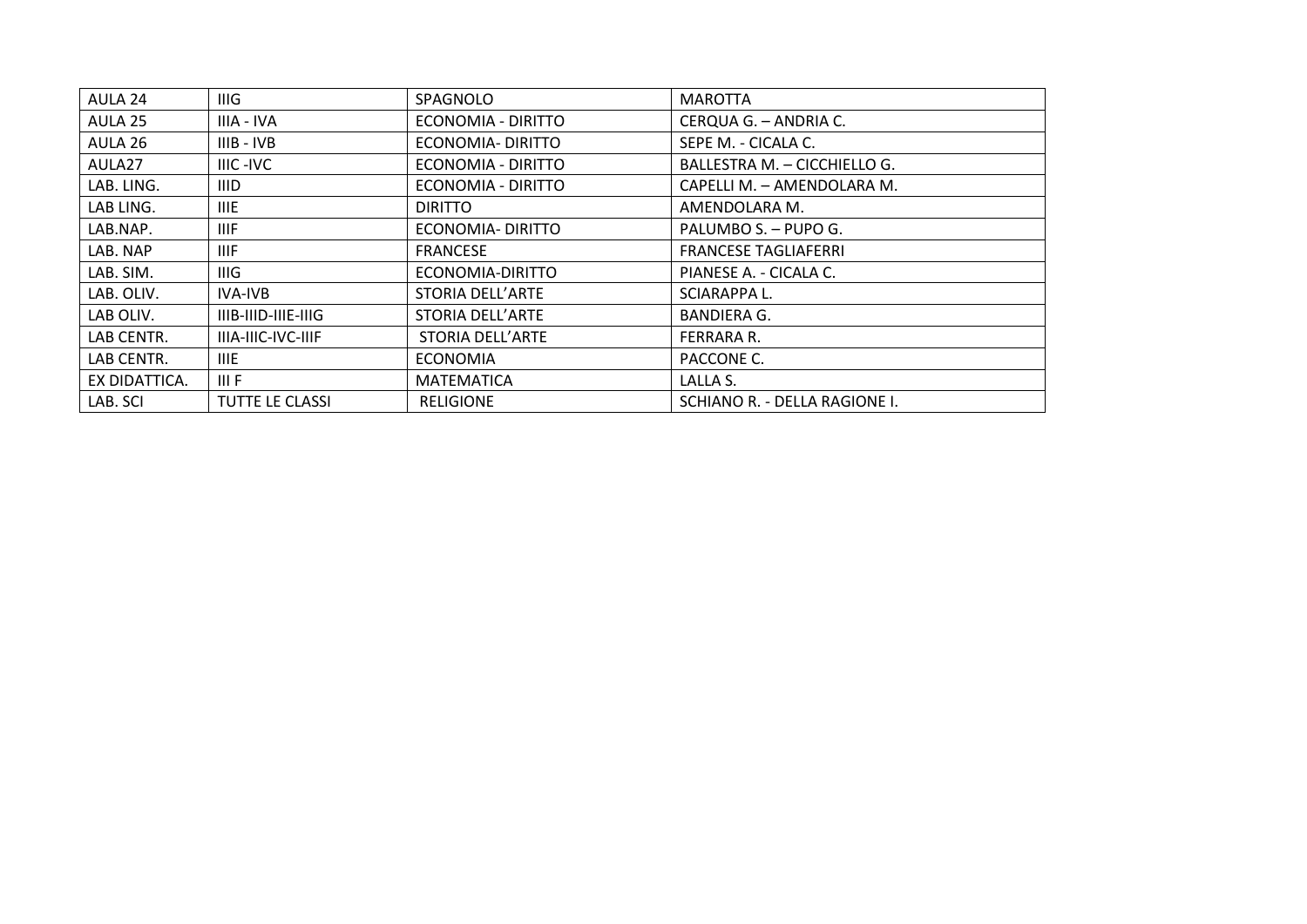| | | | |
|---|---|---|---|
| AULA 24 | IIIG | SPAGNOLO | MAROTTA |
| AULA 25 | IIIA - IVA | ECONOMIA - DIRITTO | CERQUA G. – ANDRIA C. |
| AULA 26 | IIIB - IVB | ECONOMIA- DIRITTO | SEPE M. - CICALA C. |
| AULA27 | IIIC -IVC | ECONOMIA - DIRITTO | BALLESTRA M. – CICCHIELLO G. |
| LAB. LING. | IIID | ECONOMIA - DIRITTO | CAPELLI M. – AMENDOLARA M. |
| LAB LING. | IIIE | DIRITTO | AMENDOLARA M. |
| LAB.NAP. | IIIF | ECONOMIA- DIRITTO | PALUMBO S. – PUPO G. |
| LAB. NAP | IIIF | FRANCESE | FRANCESE TAGLIAFERRI |
| LAB. SIM. | IIIG | ECONOMIA-DIRITTO | PIANESE A. - CICALA C. |
| LAB. OLIV. | IVA-IVB | STORIA DELL'ARTE | SCIARAPPA L. |
| LAB OLIV. | IIIB-IIID-IIIE-IIIG | STORIA DELL'ARTE | BANDIERA G. |
| LAB CENTR. | IIIA-IIIC-IVC-IIIF | STORIA DELL'ARTE | FERRARA R. |
| LAB CENTR. | IIIE | ECONOMIA | PACCONE C. |
| EX DIDATTICA. | III F | MATEMATICA | LALLA S. |
| LAB. SCI | TUTTE LE CLASSI | RELIGIONE | SCHIANO R. - DELLA RAGIONE I. |